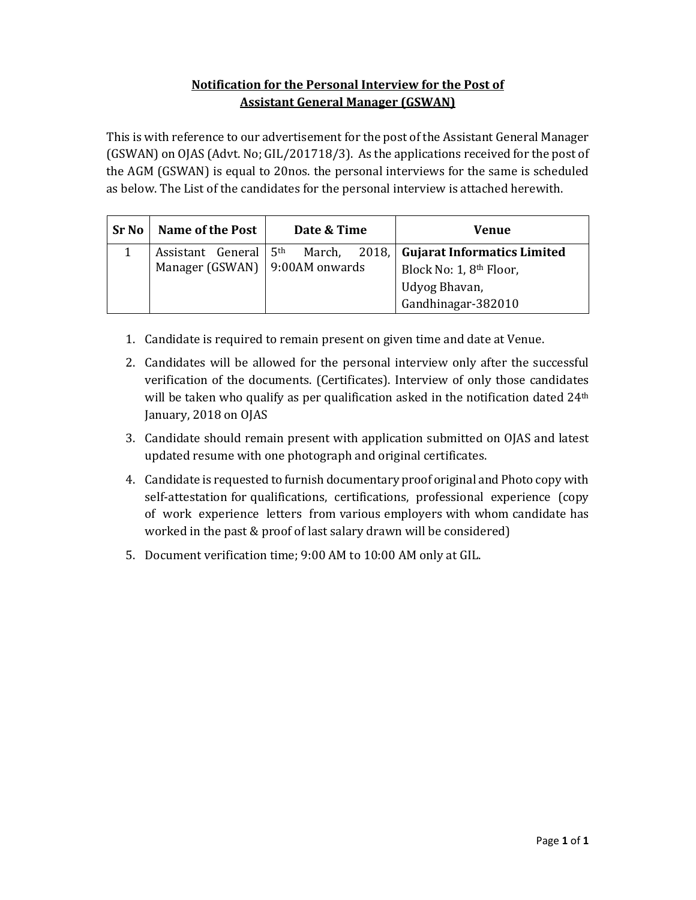## Notification for the Personal Interview for the Post of Assistant General Manager (GSWAN)

This is with reference to our advertisement for the post of the Assistant General Manager (GSWAN) on OJAS (Advt. No; GIL/201718/3). As the applications received for the post of the AGM (GSWAN) is equal to 20nos. the personal interviews for the same is scheduled as below. The List of the candidates for the personal interview is attached herewith.

| Sr No | Name of the Post | Date & Time | Venue |
|---|---|---|---|
| 1 | Assistant General Manager (GSWAN) | 5th March, 2018, 9:00AM onwards | **Gujarat Informatics Limited**<br>Block No: 1, 8th Floor,<br>Udyog Bhavan,<br>Gandhinagar-382010 |

1. Candidate is required to remain present on given time and date at Venue.
2. Candidates will be allowed for the personal interview only after the successful verification of the documents. (Certificates). Interview of only those candidates will be taken who qualify as per qualification asked in the notification dated 24th January, 2018 on OJAS
3. Candidate should remain present with application submitted on OJAS and latest updated resume with one photograph and original certificates.
4. Candidate is requested to furnish documentary proof original and Photo copy with self-attestation for qualifications, certifications, professional experience (copy of work experience letters from various employers with whom candidate has worked in the past & proof of last salary drawn will be considered)
5. Document verification time; 9:00 AM to 10:00 AM only at GIL.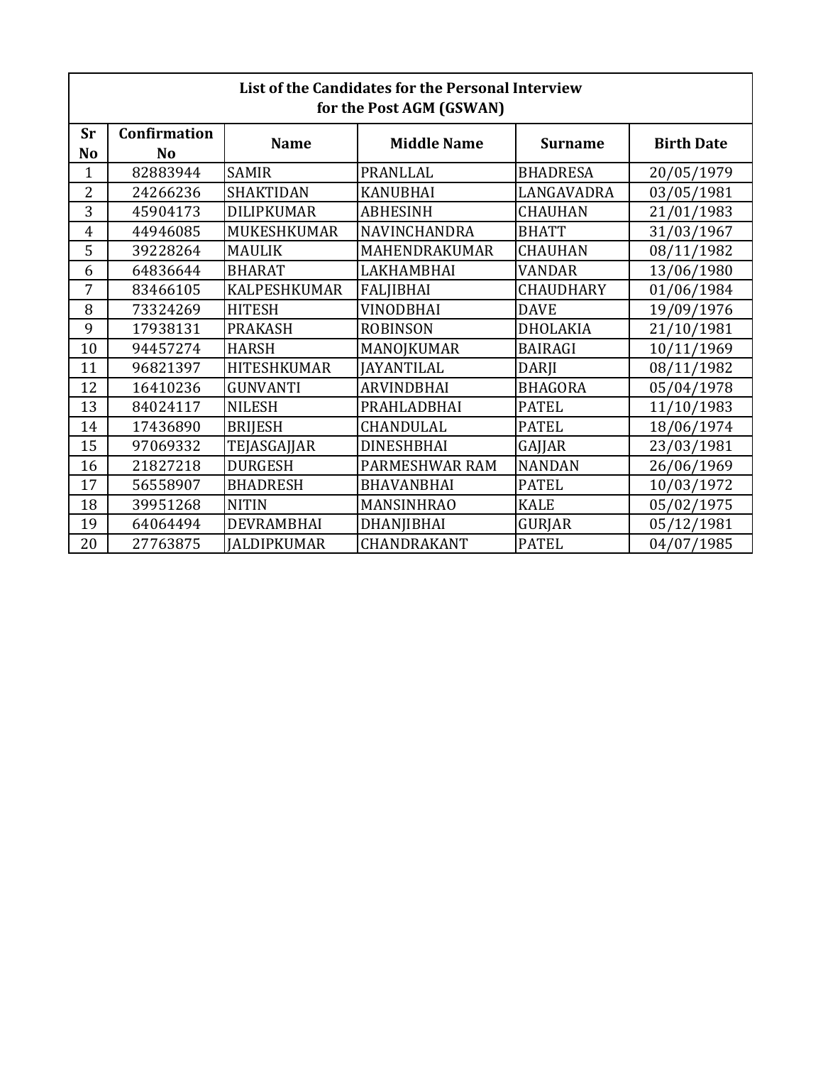| List of the Candidates for the Personal Interview for the Post AGM (GSWAN) | | | | | |
|---|---|---|---|---|---|
| **Sr No** | **Confirmation No** | **Name** | **Middle Name** | **Surname** | **Birth Date** |
| 1 | 82883944 | SAMIR | PRANLLAL | BHADRESA | 20/05/1979 |
| 2 | 24266236 | SHAKTIDAN | KANUBHAI | LANGAVADRA | 03/05/1981 |
| 3 | 45904173 | DILIPKUMAR | ABHESINH | CHAUHAN | 21/01/1983 |
| 4 | 44946085 | MUKESHKUMAR | NAVINCHANDRA | BHATT | 31/03/1967 |
| 5 | 39228264 | MAULIK | MAHENDRAKUMAR | CHAUHAN | 08/11/1982 |
| 6 | 64836644 | BHARAT | LAKHAMBHAI | VANDAR | 13/06/1980 |
| 7 | 83466105 | KALPESHKUMAR | FALJIBHAI | CHAUDHARY | 01/06/1984 |
| 8 | 73324269 | HITESH | VINODBHAI | DAVE | 19/09/1976 |
| 9 | 17938131 | PRAKASH | ROBINSON | DHOLAKIA | 21/10/1981 |
| 10 | 94457274 | HARSH | MANOJKUMAR | BAIRAGI | 10/11/1969 |
| 11 | 96821397 | HITESHKUMAR | JAYANTILAL | DARJI | 08/11/1982 |
| 12 | 16410236 | GUNVANTI | ARVINDBHAI | BHAGORA | 05/04/1978 |
| 13 | 84024117 | NILESH | PRAHLADBHAI | PATEL | 11/10/1983 |
| 14 | 17436890 | BRIJESH | CHANDULAL | PATEL | 18/06/1974 |
| 15 | 97069332 | TEJASGAJJAR | DINESHBHAI | GAJJAR | 23/03/1981 |
| 16 | 21827218 | DURGESH | PARMESHWAR RAM | NANDAN | 26/06/1969 |
| 17 | 56558907 | BHADRESH | BHAVANBHAI | PATEL | 10/03/1972 |
| 18 | 39951268 | NITIN | MANSINHRAO | KALE | 05/02/1975 |
| 19 | 64064494 | DEVRAMBHAI | DHANJIBHAI | GURJAR | 05/12/1981 |
| 20 | 27763875 | JALDIPKUMAR | CHANDRAKANT | PATEL | 04/07/1985 |